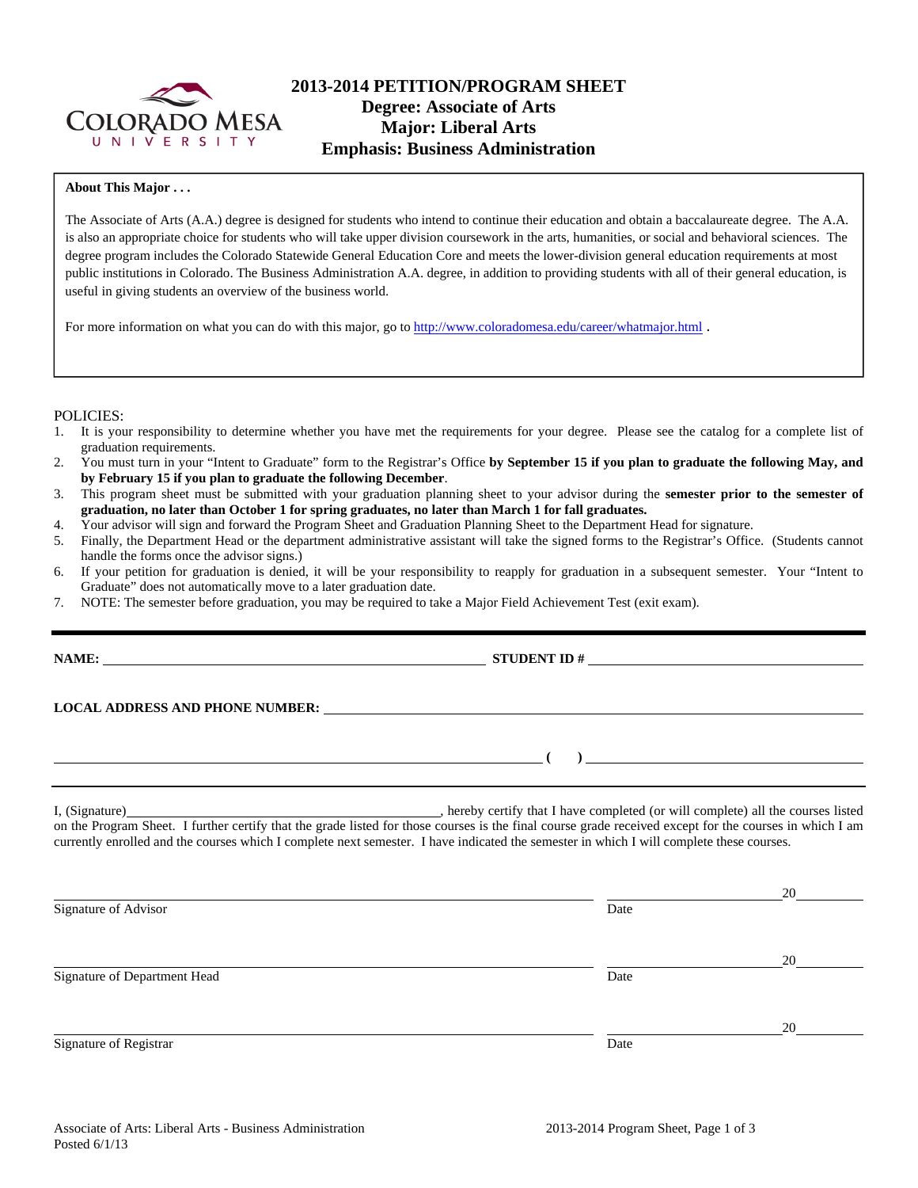COLORADO MESA UNIVERSITY

# 2013-2014 PETITION/PROGRAM SHEET
## Degree: Associate of Arts
## Major: Liberal Arts
## Emphasis: Business Administration

**About This Major . . .**

The Associate of Arts (A.A.) degree is designed for students who intend to continue their education and obtain a baccalaureate degree. The A.A. is also an appropriate choice for students who will take upper division coursework in the arts, humanities, or social and behavioral sciences. The degree program includes the Colorado Statewide General Education Core and meets the lower-division general education requirements at most public institutions in Colorado. The Business Administration A.A. degree, in addition to providing students with all of their general education, is useful in giving students an overview of the business world.

For more information on what you can do with this major, go to http://www.coloradomesa.edu/career/whatmajor.html .

POLICIES:

1. It is your responsibility to determine whether you have met the requirements for your degree. Please see the catalog for a complete list of graduation requirements.
2. You must turn in your "Intent to Graduate" form to the Registrar's Office **by September 15 if you plan to graduate the following May, and by February 15 if you plan to graduate the following December**.
3. This program sheet must be submitted with your graduation planning sheet to your advisor during the **semester prior to the semester of graduation, no later than October 1 for spring graduates, no later than March 1 for fall graduates.**
4. Your advisor will sign and forward the Program Sheet and Graduation Planning Sheet to the Department Head for signature.
5. Finally, the Department Head or the department administrative assistant will take the signed forms to the Registrar's Office. (Students cannot handle the forms once the advisor signs.)
6. If your petition for graduation is denied, it will be your responsibility to reapply for graduation in a subsequent semester. Your "Intent to Graduate" does not automatically move to a later graduation date.
7. NOTE: The semester before graduation, you may be required to take a Major Field Achievement Test (exit exam).

---

**NAME:** ______________________________ **STUDENT ID #** ______________________________

**LOCAL ADDRESS AND PHONE NUMBER:** ______________________________

______________________________ **( )** ______________________________

---

I, (Signature)______________________________, hereby certify that I have completed (or will complete) all the courses listed on the Program Sheet. I further certify that the grade listed for those courses is the final course grade received except for the courses in which I am currently enrolled and the courses which I complete next semester. I have indicated the semester in which I will complete these courses.

______________________________ ______________ 20______
Signature of Advisor Date

______________________________ ______________ 20______
Signature of Department Head Date

______________________________ ______________ 20______
Signature of Registrar Date

Associate of Arts: Liberal Arts - Business Administration
Posted 6/1/13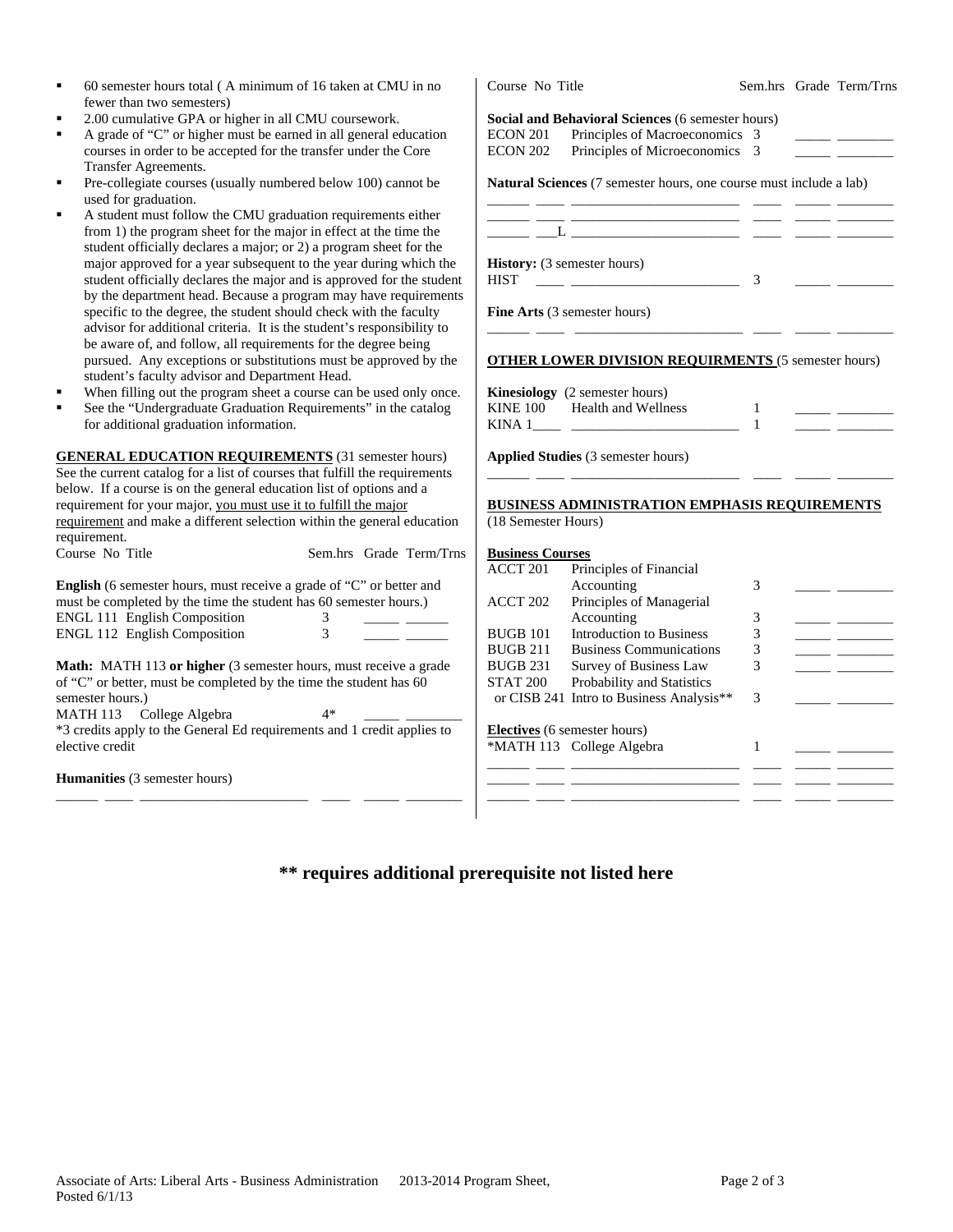- 60 semester hours total ( A minimum of 16 taken at CMU in no fewer than two semesters)
- 2.00 cumulative GPA or higher in all CMU coursework.
- A grade of "C" or higher must be earned in all general education courses in order to be accepted for the transfer under the Core Transfer Agreements.
- Pre-collegiate courses (usually numbered below 100) cannot be used for graduation.
- A student must follow the CMU graduation requirements either from 1) the program sheet for the major in effect at the time the student officially declares a major; or 2) a program sheet for the major approved for a year subsequent to the year during which the student officially declares the major and is approved for the student by the department head. Because a program may have requirements specific to the degree, the student should check with the faculty advisor for additional criteria. It is the student's responsibility to be aware of, and follow, all requirements for the degree being pursued. Any exceptions or substitutions must be approved by the student's faculty advisor and Department Head.
- When filling out the program sheet a course can be used only once.
- See the "Undergraduate Graduation Requirements" in the catalog for additional graduation information.

**GENERAL EDUCATION REQUIREMENTS** (31 semester hours)
See the current catalog for a list of courses that fulfill the requirements below. If a course is on the general education list of options and a requirement for your major, you must use it to fulfill the major requirement and make a different selection within the general education requirement.

| Course No | Title | Sem.hrs | Grade | Term/Trns |
|---|---|---|---|---|

**English** (6 semester hours, must receive a grade of "C" or better and must be completed by the time the student has 60 semester hours.)

| Course No | Title | Sem.hrs | Grade | Term/Trns |
|---|---|---|---|---|
| ENGL 111 | English Composition | 3 | _____ | ______ |
| ENGL 112 | English Composition | 3 | _____ | ______ |

**Math:** MATH 113 **or higher** (3 semester hours, must receive a grade of "C" or better, must be completed by the time the student has 60 semester hours.)

| Course No | Title | Sem.hrs | Grade | Term/Trns |
|---|---|---|---|---|
| MATH 113 | College Algebra | 4* | _____ | ________ |

*3 credits apply to the General Ed requirements and 1 credit applies to elective credit

**Humanities** (3 semester hours)

| Course No | Title | Sem.hrs | Grade | Term/Trns |
|---|---|---|---|---|
| ______ ____ | _______________________ | ____ | _____ | ________ |

**Social and Behavioral Sciences** (6 semester hours)

| Course No | Title | Sem.hrs | Grade | Term/Trns |
|---|---|---|---|---|
| ECON 201 | Principles of Macroeconomics | 3 | _____ | ________ |
| ECON 202 | Principles of Microeconomics | 3 | _____ | ________ |

**Natural Sciences** (7 semester hours, one course must include a lab)

| Course No | Title | Sem.hrs | Grade | Term/Trns |
|---|---|---|---|---|
| ______ ____ | _______________________ | ____ | _____ | ________ |
| ______ ____ | _______________________ | ____ | _____ | ________ |
| ______ ___L | _______________________ | ____ | _____ | ________ |

**History:** (3 semester hours)

| Course No | Title | Sem.hrs | Grade | Term/Trns |
|---|---|---|---|---|
| HIST ____ | _______________________ | 3 | _____ | ________ |

**Fine Arts** (3 semester hours)

| Course No | Title | Sem.hrs | Grade | Term/Trns |
|---|---|---|---|---|
| ______ ____ | _______________________ | ____ | _____ | ________ |

**OTHER LOWER DIVISION REQUIRMENTS** (5 semester hours)

**Kinesiology** (2 semester hours)

| Course No | Title | Sem.hrs | Grade | Term/Trns |
|---|---|---|---|---|
| KINE 100 | Health and Wellness | 1 | _____ | ________ |
| KINA 1____ | _______________________ | 1 | _____ | ________ |

**Applied Studies** (3 semester hours)

| Course No | Title | Sem.hrs | Grade | Term/Trns |
|---|---|---|---|---|
| ______ ____ | _______________________ | ____ | _____ | ________ |

**BUSINESS ADMINISTRATION EMPHASIS REQUIREMENTS** (18 Semester Hours)

**Business Courses**

| Course No | Title | Sem.hrs | Grade | Term/Trns |
|---|---|---|---|---|
| ACCT 201 | Principles of Financial Accounting | 3 | _____ | ________ |
| ACCT 202 | Principles of Managerial Accounting | 3 | _____ | ________ |
| BUGB 101 | Introduction to Business | 3 | _____ | ________ |
| BUGB 211 | Business Communications | 3 | _____ | ________ |
| BUGB 231 | Survey of Business Law | 3 | _____ | ________ |
| STAT 200 or CISB 241 | Probability and Statistics or Intro to Business Analysis** | 3 | _____ | ________ |

**Electives** (6 semester hours)

| Course No | Title | Sem.hrs | Grade | Term/Trns |
|---|---|---|---|---|
| *MATH 113 | College Algebra | 1 | _____ | ________ |
| ______ ____ | _______________________ | ____ | _____ | ________ |
| ______ ____ | _______________________ | ____ | _____ | ________ |
| ______ ____ | _______________________ | ____ | _____ | ________ |

**\** requires additional prerequisite not listed here**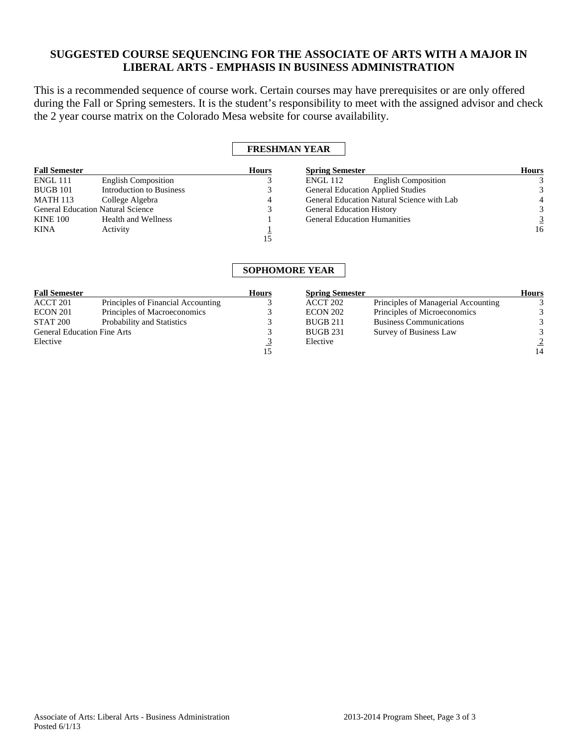## SUGGESTED COURSE SEQUENCING FOR THE ASSOCIATE OF ARTS WITH A MAJOR IN LIBERAL ARTS - EMPHASIS IN BUSINESS ADMINISTRATION

This is a recommended sequence of course work. Certain courses may have prerequisites or are only offered during the Fall or Spring semesters. It is the student's responsibility to meet with the assigned advisor and check the 2 year course matrix on the Colorado Mesa website for course availability.

### FRESHMAN YEAR

| Fall Semester | | Hours | Spring Semester | | Hours |
|---|---|---|---|---|---|
| ENGL 111 | English Composition | 3 | ENGL 112 | English Composition | 3 |
| BUGB 101 | Introduction to Business | 3 | General Education Applied Studies | | 3 |
| MATH 113 | College Algebra | 4 | General Education Natural Science with Lab | | 4 |
| General Education Natural Science | | 3 | General Education History | | 3 |
| KINE 100 | Health and Wellness | 1 | General Education Humanities | | 3 |
| KINA | Activity | 1 | | | 16 |
| | | 15 | | | |

### SOPHOMORE YEAR

| Fall Semester | | Hours | Spring Semester | | Hours |
|---|---|---|---|---|---|
| ACCT 201 | Principles of Financial Accounting | 3 | ACCT 202 | Principles of Managerial Accounting | 3 |
| ECON 201 | Principles of Macroeconomics | 3 | ECON 202 | Principles of Microeconomics | 3 |
| STAT 200 | Probability and Statistics | 3 | BUGB 211 | Business Communications | 3 |
| General Education Fine Arts | | 3 | BUGB 231 | Survey of Business Law | 3 |
| Elective | | 3 | Elective | | 2 |
| | | 15 | | | 14 |